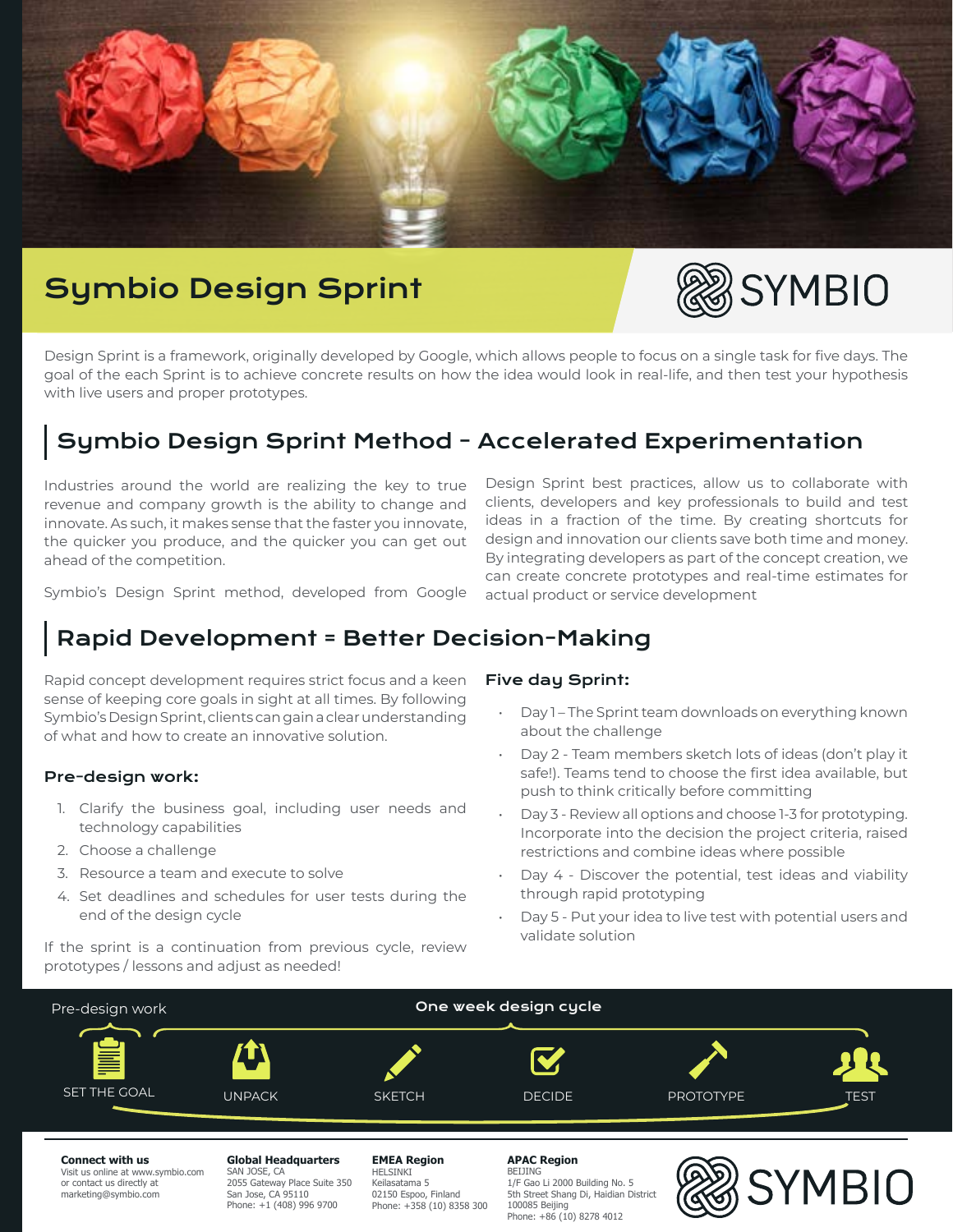# Symbio Design Sprint

SYMBIO

Design Sprint is a framework, originally developed by Google, which allows people to focus on a single task for five days. The goal of the each Sprint is to achieve concrete results on how the idea would look in real-life, and then test your hypothesis with live users and proper prototypes.

## Symbio Design Sprint Method - Accelerated Experimentation

Industries around the world are realizing the key to true revenue and company growth is the ability to change and innovate. As such, it makes sense that the faster you innovate, the quicker you produce, and the quicker you can get out ahead of the competition.

Symbio's Design Sprint method, developed from Google Design Sprint best practices, allow us to collaborate with clients, developers and key professionals to build and test ideas in a fraction of the time. By creating shortcuts for design and innovation our clients save both time and money. By integrating developers as part of the concept creation, we can create concrete prototypes and real-time estimates for actual product or service development

## Rapid Development = Better Decision-Making

Rapid concept development requires strict focus and a keen sense of keeping core goals in sight at all times. By following Symbio's Design Sprint, clients can gain a clear understanding of what and how to create an innovative solution.

### Pre-design work:

1. Clarify the business goal, including user needs and technology capabilities
2. Choose a challenge
3. Resource a team and execute to solve
4. Set deadlines and schedules for user tests during the end of the design cycle

If the sprint is a continuation from previous cycle, review prototypes / lessons and adjust as needed!

### Five day Sprint:

- Day 1 – The Sprint team downloads on everything known about the challenge
- Day 2 - Team members sketch lots of ideas (don't play it safe!). Teams tend to choose the first idea available, but push to think critically before committing
- Day 3 - Review all options and choose 1-3 for prototyping. Incorporate into the decision the project criteria, raised restrictions and combine ideas where possible
- Day 4 - Discover the potential, test ideas and viability through rapid prototyping
- Day 5 - Put your idea to live test with potential users and validate solution

Pre-design work | One week design cycle

SET THE GOAL → UNPACK → SKETCH → DECIDE → PROTOTYPE → TEST

**Connect with us**
Visit us online at www.symbio.com
or contact us directly at
marketing@symbio.com

**Global Headquarters**
SAN JOSE, CA
2055 Gateway Place Suite 350
San Jose, CA 95110
Phone: +1 (408) 996 9700

**EMEA Region**
HELSINKI
Keilasatama 5
02150 Espoo, Finland
Phone: +358 (10) 8358 300

**APAC Region**
BEIJING
1/F Gao Li 2000 Building No. 5
5th Street Shang Di, Haidian District
100085 Beijing
Phone: +86 (10) 8278 4012

SYMBIO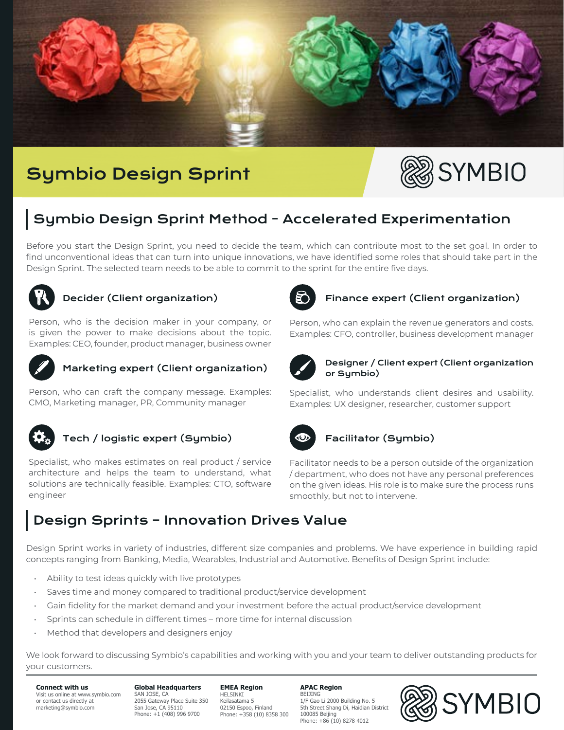# Symbio Design Sprint

## Symbio Design Sprint Method – Accelerated Experimentation

Before you start the Design Sprint, you need to decide the team, which can contribute most to the set goal. In order to find unconventional ideas that can turn into unique innovations, we have identified some roles that should take part in the Design Sprint. The selected team needs to be able to commit to the sprint for the entire five days.

### Decider (Client organization)

Person, who is the decision maker in your company, or is given the power to make decisions about the topic. Examples: CEO, founder, product manager, business owner

### Marketing expert (Client organization)

Person, who can craft the company message. Examples: CMO, Marketing manager, PR, Community manager

### Tech / logistic expert (Symbio)

Specialist, who makes estimates on real product / service architecture and helps the team to understand, what solutions are technically feasible. Examples: CTO, software engineer

### Finance expert (Client organization)

Person, who can explain the revenue generators and costs. Examples: CFO, controller, business development manager

### Designer / Client expert (Client organization or Symbio)

Specialist, who understands client desires and usability. Examples: UX designer, researcher, customer support

### Facilitator (Symbio)

Facilitator needs to be a person outside of the organization / department, who does not have any personal preferences on the given ideas. His role is to make sure the process runs smoothly, but not to intervene.

## Design Sprints – Innovation Drives Value

Design Sprint works in variety of industries, different size companies and problems. We have experience in building rapid concepts ranging from Banking, Media, Wearables, Industrial and Automotive. Benefits of Design Sprint include:

- Ability to test ideas quickly with live prototypes
- Saves time and money compared to traditional product/service development
- Gain fidelity for the market demand and your investment before the actual product/service development
- Sprints can schedule in different times – more time for internal discussion
- Method that developers and designers enjoy

We look forward to discussing Symbio's capabilities and working with you and your team to deliver outstanding products for your customers.

**Connect with us**
Visit us online at www.symbio.com
or contact us directly at
marketing@symbio.com

**Global Headquarters**
SAN JOSE, CA
2055 Gateway Place Suite 350
San Jose, CA 95110
Phone: +1 (408) 996 9700

**EMEA Region**
HELSINKI
Keilasatama 5
02150 Espoo, Finland
Phone: +358 (10) 8358 300

**APAC Region**
BEIJING
1/F Gao Li 2000 Building No. 5
5th Street Shang Di, Haidian District
100085 Beijing
Phone: +86 (10) 8278 4012